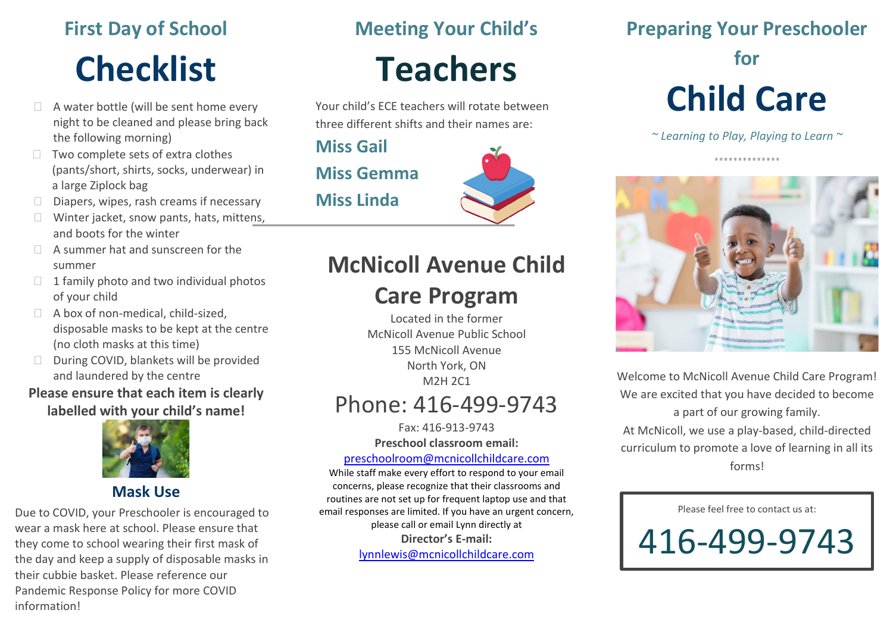## First Day of School

# Checklist

- ☐ A water bottle (will be sent home every night to be cleaned and please bring back the following morning)
- ☐ Two complete sets of extra clothes (pants/short, shirts, socks, underwear) in a large Ziplock bag
- ☐ Diapers, wipes, rash creams if necessary
- ☐ Winter jacket, snow pants, hats, mittens, and boots for the winter
- ☐ A summer hat and sunscreen for the summer
- ☐ 1 family photo and two individual photos of your child
- ☐ A box of non-medical, child-sized, disposable masks to be kept at the centre (no cloth masks at this time)
- ☐ During COVID, blankets will be provided and laundered by the centre

**Please ensure that each item is clearly labelled with your child's name!**

### Mask Use

Due to COVID, your Preschooler is encouraged to wear a mask here at school. Please ensure that they come to school wearing their first mask of the day and keep a supply of disposable masks in their cubbie basket. Please reference our Pandemic Response Policy for more COVID information!

## Meeting Your Child's

# Teachers

Your child's ECE teachers will rotate between three different shifts and their names are:

**Miss Gail**

**Miss Gemma**

**Miss Linda**

## McNicoll Avenue Child Care Program

Located in the former
McNicoll Avenue Public School
155 McNicoll Avenue
North York, ON
M2H 2C1

Phone: 416-499-9743

Fax: 416-913-9743

**Preschool classroom email:**
preschoolroom@mcnicollchildcare.com

While staff make every effort to respond to your email concerns, please recognize that their classrooms and routines are not set up for frequent laptop use and that email responses are limited. If you have an urgent concern, please call or email Lynn directly at

**Director's E-mail:**
lynnlewis@mcnicollchildcare.com

## Preparing Your Preschooler for

# Child Care

*~ Learning to Play, Playing to Learn ~*

Welcome to McNicoll Avenue Child Care Program! We are excited that you have decided to become a part of our growing family.

At McNicoll, we use a play-based, child-directed curriculum to promote a love of learning in all its forms!

Please feel free to contact us at:

416-499-9743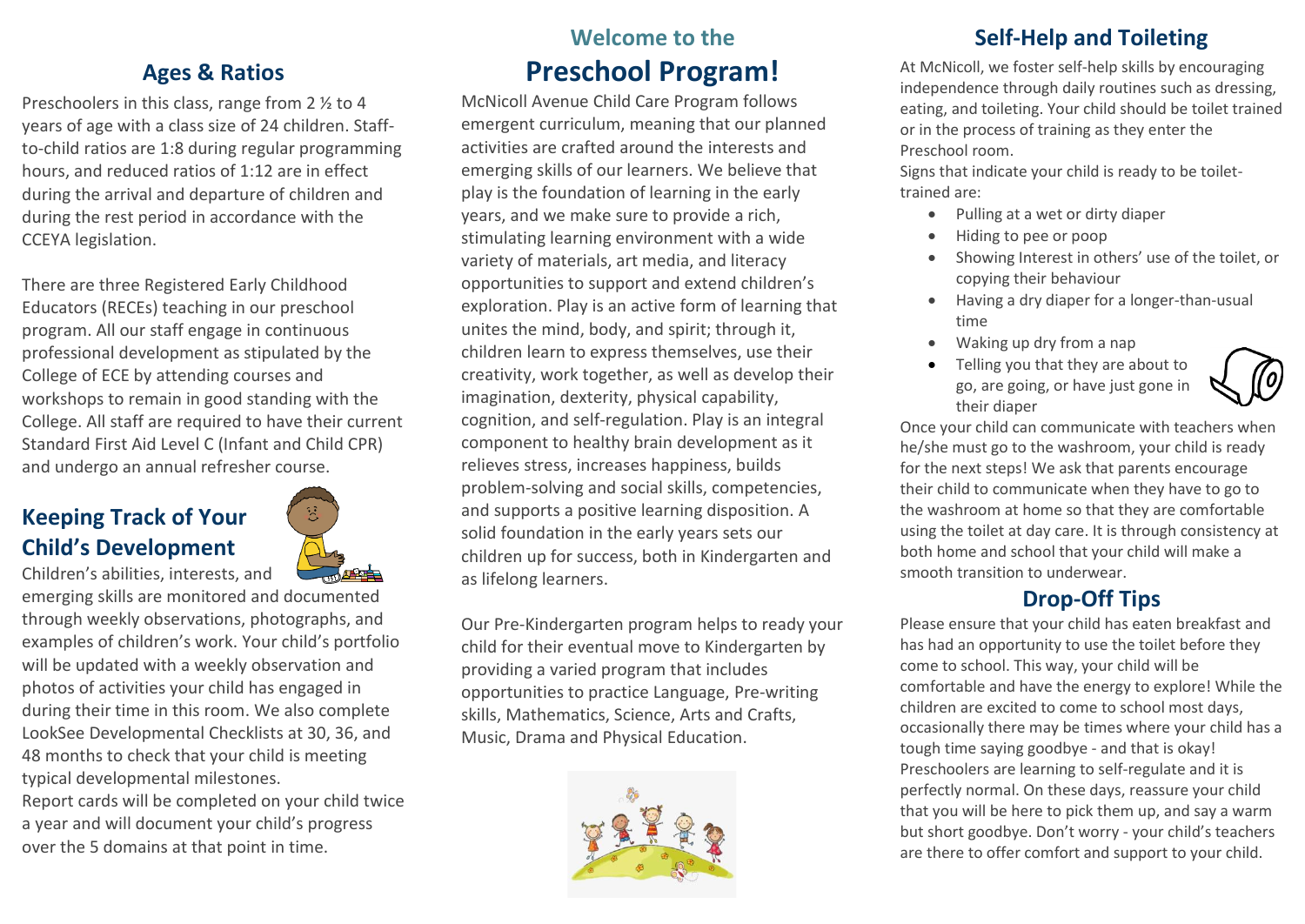## Ages & Ratios

Preschoolers in this class, range from 2 ½ to 4 years of age with a class size of 24 children. Staff-to-child ratios are 1:8 during regular programming hours, and reduced ratios of 1:12 are in effect during the arrival and departure of children and during the rest period in accordance with the CCEYA legislation.

There are three Registered Early Childhood Educators (RECEs) teaching in our preschool program. All our staff engage in continuous professional development as stipulated by the College of ECE by attending courses and workshops to remain in good standing with the College. All staff are required to have their current Standard First Aid Level C (Infant and Child CPR) and undergo an annual refresher course.

## Keeping Track of Your Child's Development

Children's abilities, interests, and emerging skills are monitored and documented through weekly observations, photographs, and examples of children's work. Your child's portfolio will be updated with a weekly observation and photos of activities your child has engaged in during their time in this room. We also complete LookSee Developmental Checklists at 30, 36, and 48 months to check that your child is meeting typical developmental milestones.
Report cards will be completed on your child twice a year and will document your child's progress over the 5 domains at that point in time.

## Welcome to the
# Preschool Program!

McNicoll Avenue Child Care Program follows emergent curriculum, meaning that our planned activities are crafted around the interests and emerging skills of our learners. We believe that play is the foundation of learning in the early years, and we make sure to provide a rich, stimulating learning environment with a wide variety of materials, art media, and literacy opportunities to support and extend children's exploration. Play is an active form of learning that unites the mind, body, and spirit; through it, children learn to express themselves, use their creativity, work together, as well as develop their imagination, dexterity, physical capability, cognition, and self-regulation. Play is an integral component to healthy brain development as it relieves stress, increases happiness, builds problem-solving and social skills, competencies, and supports a positive learning disposition. A solid foundation in the early years sets our children up for success, both in Kindergarten and as lifelong learners.

Our Pre-Kindergarten program helps to ready your child for their eventual move to Kindergarten by providing a varied program that includes opportunities to practice Language, Pre-writing skills, Mathematics, Science, Arts and Crafts, Music, Drama and Physical Education.

## Self-Help and Toileting

At McNicoll, we foster self-help skills by encouraging independence through daily routines such as dressing, eating, and toileting. Your child should be toilet trained or in the process of training as they enter the Preschool room.
Signs that indicate your child is ready to be toilet-trained are:

- Pulling at a wet or dirty diaper
- Hiding to pee or poop
- Showing Interest in others' use of the toilet, or copying their behaviour
- Having a dry diaper for a longer-than-usual time
- Waking up dry from a nap
- Telling you that they are about to go, are going, or have just gone in their diaper

Once your child can communicate with teachers when he/she must go to the washroom, your child is ready for the next steps! We ask that parents encourage their child to communicate when they have to go to the washroom at home so that they are comfortable using the toilet at day care. It is through consistency at both home and school that your child will make a smooth transition to underwear.

## Drop-Off Tips

Please ensure that your child has eaten breakfast and has had an opportunity to use the toilet before they come to school. This way, your child will be comfortable and have the energy to explore! While the children are excited to come to school most days, occasionally there may be times where your child has a tough time saying goodbye - and that is okay! Preschoolers are learning to self-regulate and it is perfectly normal. On these days, reassure your child that you will be here to pick them up, and say a warm but short goodbye. Don't worry - your child's teachers are there to offer comfort and support to your child.